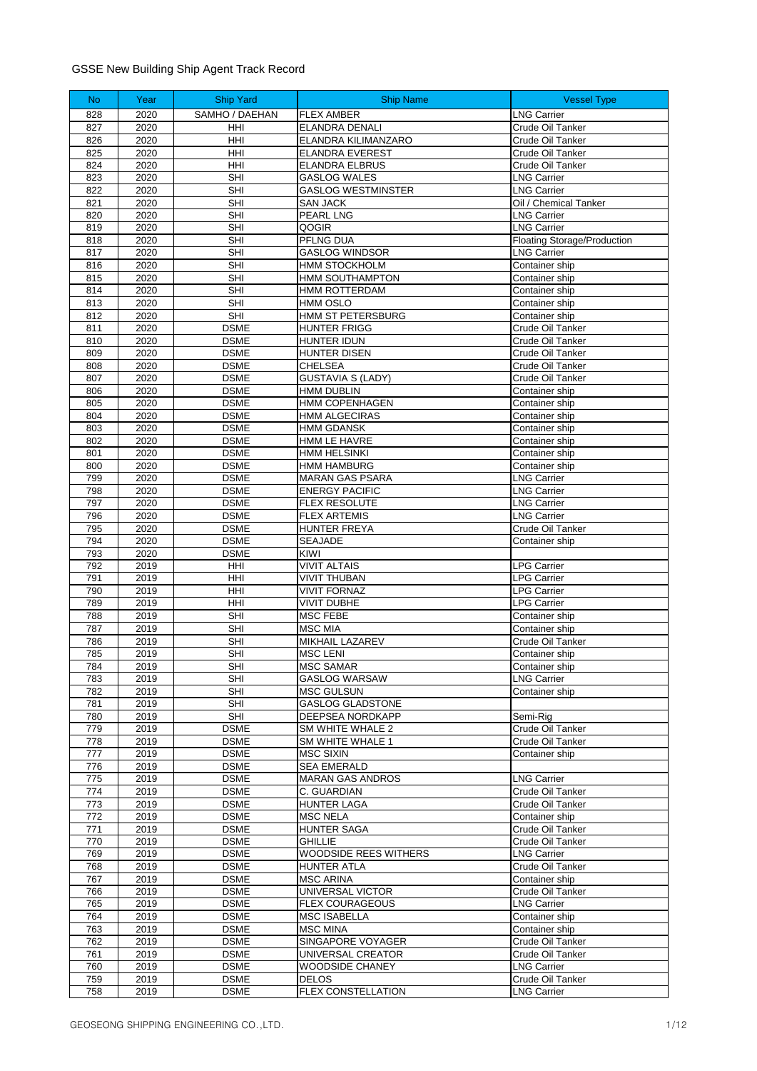# GSSE New Building Ship Agent Track Record

| No | Year | Ship Yard | Ship Name | Vessel Type |
|---|---|---|---|---|
| 828 | 2020 | SAMHO / DAEHAN | FLEX AMBER | LNG Carrier |
| 827 | 2020 | HHI | ELANDRA DENALI | Crude Oil Tanker |
| 826 | 2020 | HHI | ELANDRA KILIMANZARO | Crude Oil Tanker |
| 825 | 2020 | HHI | ELANDRA EVEREST | Crude Oil Tanker |
| 824 | 2020 | HHI | ELANDRA ELBRUS | Crude Oil Tanker |
| 823 | 2020 | SHI | GASLOG WALES | LNG Carrier |
| 822 | 2020 | SHI | GASLOG WESTMINSTER | LNG Carrier |
| 821 | 2020 | SHI | SAN JACK | Oil / Chemical Tanker |
| 820 | 2020 | SHI | PEARL LNG | LNG Carrier |
| 819 | 2020 | SHI | QOGIR | LNG Carrier |
| 818 | 2020 | SHI | PFLNG DUA | Floating Storage/Production |
| 817 | 2020 | SHI | GASLOG WINDSOR | LNG Carrier |
| 816 | 2020 | SHI | HMM STOCKHOLM | Container ship |
| 815 | 2020 | SHI | HMM SOUTHAMPTON | Container ship |
| 814 | 2020 | SHI | HMM ROTTERDAM | Container ship |
| 813 | 2020 | SHI | HMM OSLO | Container ship |
| 812 | 2020 | SHI | HMM ST PETERSBURG | Container ship |
| 811 | 2020 | DSME | HUNTER FRIGG | Crude Oil Tanker |
| 810 | 2020 | DSME | HUNTER IDUN | Crude Oil Tanker |
| 809 | 2020 | DSME | HUNTER DISEN | Crude Oil Tanker |
| 808 | 2020 | DSME | CHELSEA | Crude Oil Tanker |
| 807 | 2020 | DSME | GUSTAVIA S (LADY) | Crude Oil Tanker |
| 806 | 2020 | DSME | HMM DUBLIN | Container ship |
| 805 | 2020 | DSME | HMM COPENHAGEN | Container ship |
| 804 | 2020 | DSME | HMM ALGECIRAS | Container ship |
| 803 | 2020 | DSME | HMM GDANSK | Container ship |
| 802 | 2020 | DSME | HMM LE HAVRE | Container ship |
| 801 | 2020 | DSME | HMM HELSINKI | Container ship |
| 800 | 2020 | DSME | HMM HAMBURG | Container ship |
| 799 | 2020 | DSME | MARAN GAS PSARA | LNG Carrier |
| 798 | 2020 | DSME | ENERGY PACIFIC | LNG Carrier |
| 797 | 2020 | DSME | FLEX RESOLUTE | LNG Carrier |
| 796 | 2020 | DSME | FLEX ARTEMIS | LNG Carrier |
| 795 | 2020 | DSME | HUNTER FREYA | Crude Oil Tanker |
| 794 | 2020 | DSME | SEAJADE | Container ship |
| 793 | 2020 | DSME | KIWI | |
| 792 | 2019 | HHI | VIVIT ALTAIS | LPG Carrier |
| 791 | 2019 | HHI | VIVIT THUBAN | LPG Carrier |
| 790 | 2019 | HHI | VIVIT FORNAZ | LPG Carrier |
| 789 | 2019 | HHI | VIVIT DUBHE | LPG Carrier |
| 788 | 2019 | SHI | MSC FEBE | Container ship |
| 787 | 2019 | SHI | MSC MIA | Container ship |
| 786 | 2019 | SHI | MIKHAIL LAZAREV | Crude Oil Tanker |
| 785 | 2019 | SHI | MSC LENI | Container ship |
| 784 | 2019 | SHI | MSC SAMAR | Container ship |
| 783 | 2019 | SHI | GASLOG WARSAW | LNG Carrier |
| 782 | 2019 | SHI | MSC GULSUN | Container ship |
| 781 | 2019 | SHI | GASLOG GLADSTONE | |
| 780 | 2019 | SHI | DEEPSEA NORDKAPP | Semi-Rig |
| 779 | 2019 | DSME | SM WHITE WHALE 2 | Crude Oil Tanker |
| 778 | 2019 | DSME | SM WHITE WHALE 1 | Crude Oil Tanker |
| 777 | 2019 | DSME | MSC SIXIN | Container ship |
| 776 | 2019 | DSME | SEA EMERALD | |
| 775 | 2019 | DSME | MARAN GAS ANDROS | LNG Carrier |
| 774 | 2019 | DSME | C. GUARDIAN | Crude Oil Tanker |
| 773 | 2019 | DSME | HUNTER LAGA | Crude Oil Tanker |
| 772 | 2019 | DSME | MSC NELA | Container ship |
| 771 | 2019 | DSME | HUNTER SAGA | Crude Oil Tanker |
| 770 | 2019 | DSME | GHILLIE | Crude Oil Tanker |
| 769 | 2019 | DSME | WOODSIDE REES WITHERS | LNG Carrier |
| 768 | 2019 | DSME | HUNTER ATLA | Crude Oil Tanker |
| 767 | 2019 | DSME | MSC ARINA | Container ship |
| 766 | 2019 | DSME | UNIVERSAL VICTOR | Crude Oil Tanker |
| 765 | 2019 | DSME | FLEX COURAGEOUS | LNG Carrier |
| 764 | 2019 | DSME | MSC ISABELLA | Container ship |
| 763 | 2019 | DSME | MSC MINA | Container ship |
| 762 | 2019 | DSME | SINGAPORE VOYAGER | Crude Oil Tanker |
| 761 | 2019 | DSME | UNIVERSAL CREATOR | Crude Oil Tanker |
| 760 | 2019 | DSME | WOODSIDE CHANEY | LNG Carrier |
| 759 | 2019 | DSME | DELOS | Crude Oil Tanker |
| 758 | 2019 | DSME | FLEX CONSTELLATION | LNG Carrier |

GEOSEONG SHIPPING ENGINEERING CO.,LTD.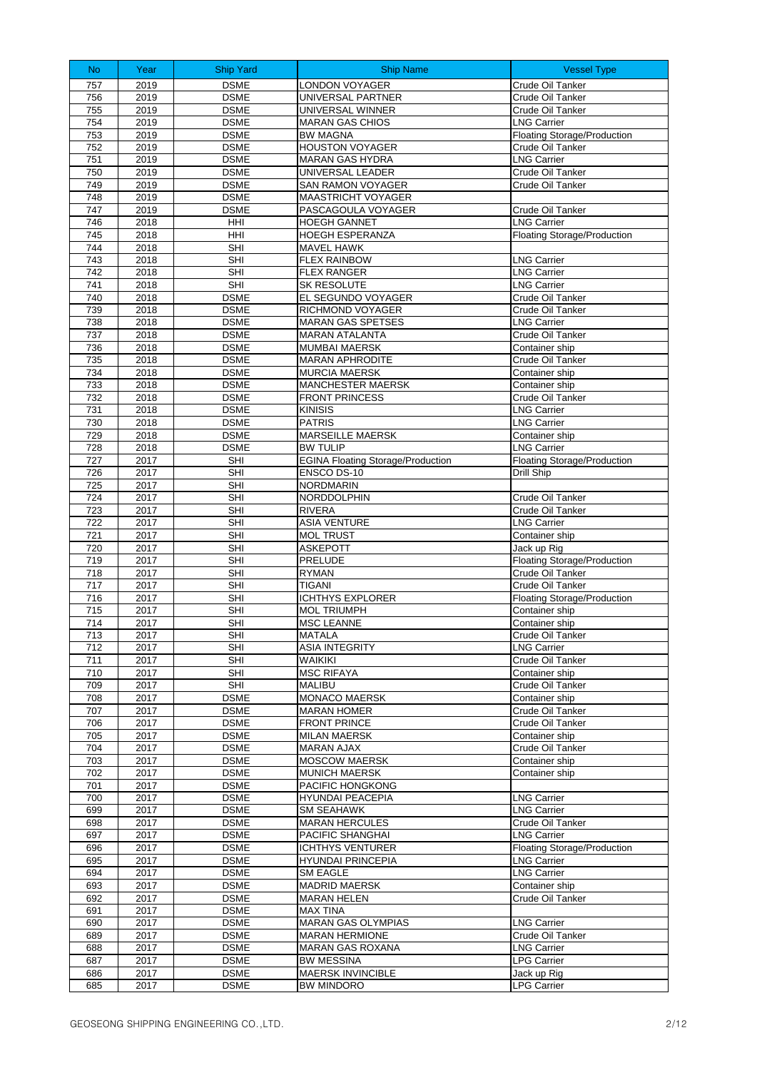| No | Year | Ship Yard | Ship Name | Vessel Type |
|---|---|---|---|---|
| 757 | 2019 | DSME | LONDON VOYAGER | Crude Oil Tanker |
| 756 | 2019 | DSME | UNIVERSAL PARTNER | Crude Oil Tanker |
| 755 | 2019 | DSME | UNIVERSAL WINNER | Crude Oil Tanker |
| 754 | 2019 | DSME | MARAN GAS CHIOS | LNG Carrier |
| 753 | 2019 | DSME | BW MAGNA | Floating Storage/Production |
| 752 | 2019 | DSME | HOUSTON VOYAGER | Crude Oil Tanker |
| 751 | 2019 | DSME | MARAN GAS HYDRA | LNG Carrier |
| 750 | 2019 | DSME | UNIVERSAL LEADER | Crude Oil Tanker |
| 749 | 2019 | DSME | SAN RAMON VOYAGER | Crude Oil Tanker |
| 748 | 2019 | DSME | MAASTRICHT VOYAGER | |
| 747 | 2019 | DSME | PASCAGOULA VOYAGER | Crude Oil Tanker |
| 746 | 2018 | HHI | HOEGH GANNET | LNG Carrier |
| 745 | 2018 | HHI | HOEGH ESPERANZA | Floating Storage/Production |
| 744 | 2018 | SHI | MAVEL HAWK | |
| 743 | 2018 | SHI | FLEX RAINBOW | LNG Carrier |
| 742 | 2018 | SHI | FLEX RANGER | LNG Carrier |
| 741 | 2018 | SHI | SK RESOLUTE | LNG Carrier |
| 740 | 2018 | DSME | EL SEGUNDO VOYAGER | Crude Oil Tanker |
| 739 | 2018 | DSME | RICHMOND VOYAGER | Crude Oil Tanker |
| 738 | 2018 | DSME | MARAN GAS SPETSES | LNG Carrier |
| 737 | 2018 | DSME | MARAN ATALANTA | Crude Oil Tanker |
| 736 | 2018 | DSME | MUMBAI MAERSK | Container ship |
| 735 | 2018 | DSME | MARAN APHRODITE | Crude Oil Tanker |
| 734 | 2018 | DSME | MURCIA MAERSK | Container ship |
| 733 | 2018 | DSME | MANCHESTER MAERSK | Container ship |
| 732 | 2018 | DSME | FRONT PRINCESS | Crude Oil Tanker |
| 731 | 2018 | DSME | KINISIS | LNG Carrier |
| 730 | 2018 | DSME | PATRIS | LNG Carrier |
| 729 | 2018 | DSME | MARSEILLE MAERSK | Container ship |
| 728 | 2018 | DSME | BW TULIP | LNG Carrier |
| 727 | 2017 | SHI | EGINA Floating Storage/Production | Floating Storage/Production |
| 726 | 2017 | SHI | ENSCO DS-10 | Drill Ship |
| 725 | 2017 | SHI | NORDMARIN | |
| 724 | 2017 | SHI | NORDDOLPHIN | Crude Oil Tanker |
| 723 | 2017 | SHI | RIVERA | Crude Oil Tanker |
| 722 | 2017 | SHI | ASIA VENTURE | LNG Carrier |
| 721 | 2017 | SHI | MOL TRUST | Container ship |
| 720 | 2017 | SHI | ASKEPOTT | Jack up Rig |
| 719 | 2017 | SHI | PRELUDE | Floating Storage/Production |
| 718 | 2017 | SHI | RYMAN | Crude Oil Tanker |
| 717 | 2017 | SHI | TIGANI | Crude Oil Tanker |
| 716 | 2017 | SHI | ICHTHYS EXPLORER | Floating Storage/Production |
| 715 | 2017 | SHI | MOL TRIUMPH | Container ship |
| 714 | 2017 | SHI | MSC LEANNE | Container ship |
| 713 | 2017 | SHI | MATALA | Crude Oil Tanker |
| 712 | 2017 | SHI | ASIA INTEGRITY | LNG Carrier |
| 711 | 2017 | SHI | WAIKIKI | Crude Oil Tanker |
| 710 | 2017 | SHI | MSC RIFAYA | Container ship |
| 709 | 2017 | SHI | MALIBU | Crude Oil Tanker |
| 708 | 2017 | DSME | MONACO MAERSK | Container ship |
| 707 | 2017 | DSME | MARAN HOMER | Crude Oil Tanker |
| 706 | 2017 | DSME | FRONT PRINCE | Crude Oil Tanker |
| 705 | 2017 | DSME | MILAN MAERSK | Container ship |
| 704 | 2017 | DSME | MARAN AJAX | Crude Oil Tanker |
| 703 | 2017 | DSME | MOSCOW MAERSK | Container ship |
| 702 | 2017 | DSME | MUNICH MAERSK | Container ship |
| 701 | 2017 | DSME | PACIFIC HONGKONG | |
| 700 | 2017 | DSME | HYUNDAI PEACEPIA | LNG Carrier |
| 699 | 2017 | DSME | SM SEAHAWK | LNG Carrier |
| 698 | 2017 | DSME | MARAN HERCULES | Crude Oil Tanker |
| 697 | 2017 | DSME | PACIFIC SHANGHAI | LNG Carrier |
| 696 | 2017 | DSME | ICHTHYS VENTURER | Floating Storage/Production |
| 695 | 2017 | DSME | HYUNDAI PRINCEPIA | LNG Carrier |
| 694 | 2017 | DSME | SM EAGLE | LNG Carrier |
| 693 | 2017 | DSME | MADRID MAERSK | Container ship |
| 692 | 2017 | DSME | MARAN HELEN | Crude Oil Tanker |
| 691 | 2017 | DSME | MAX TINA | |
| 690 | 2017 | DSME | MARAN GAS OLYMPIAS | LNG Carrier |
| 689 | 2017 | DSME | MARAN HERMIONE | Crude Oil Tanker |
| 688 | 2017 | DSME | MARAN GAS ROXANA | LNG Carrier |
| 687 | 2017 | DSME | BW MESSINA | LPG Carrier |
| 686 | 2017 | DSME | MAERSK INVINCIBLE | Jack up Rig |
| 685 | 2017 | DSME | BW MINDORO | LPG Carrier |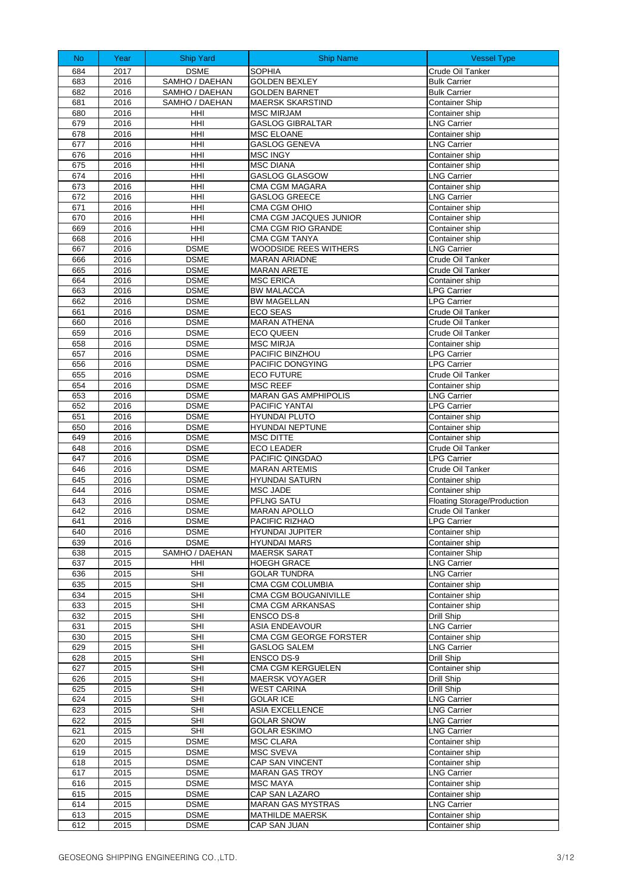| No | Year | Ship Yard | Ship Name | Vessel Type |
|---|---|---|---|---|
| 684 | 2017 | DSME | SOPHIA | Crude Oil Tanker |
| 683 | 2016 | SAMHO / DAEHAN | GOLDEN BEXLEY | Bulk Carrier |
| 682 | 2016 | SAMHO / DAEHAN | GOLDEN BARNET | Bulk Carrier |
| 681 | 2016 | SAMHO / DAEHAN | MAERSK SKARSTIND | Container Ship |
| 680 | 2016 | HHI | MSC MIRJAM | Container ship |
| 679 | 2016 | HHI | GASLOG GIBRALTAR | LNG Carrier |
| 678 | 2016 | HHI | MSC ELOANE | Container ship |
| 677 | 2016 | HHI | GASLOG GENEVA | LNG Carrier |
| 676 | 2016 | HHI | MSC INGY | Container ship |
| 675 | 2016 | HHI | MSC DIANA | Container ship |
| 674 | 2016 | HHI | GASLOG GLASGOW | LNG Carrier |
| 673 | 2016 | HHI | CMA CGM MAGARA | Container ship |
| 672 | 2016 | HHI | GASLOG GREECE | LNG Carrier |
| 671 | 2016 | HHI | CMA CGM OHIO | Container ship |
| 670 | 2016 | HHI | CMA CGM JACQUES JUNIOR | Container ship |
| 669 | 2016 | HHI | CMA CGM RIO GRANDE | Container ship |
| 668 | 2016 | HHI | CMA CGM TANYA | Container ship |
| 667 | 2016 | DSME | WOODSIDE REES WITHERS | LNG Carrier |
| 666 | 2016 | DSME | MARAN ARIADNE | Crude Oil Tanker |
| 665 | 2016 | DSME | MARAN ARETE | Crude Oil Tanker |
| 664 | 2016 | DSME | MSC ERICA | Container ship |
| 663 | 2016 | DSME | BW MALACCA | LPG Carrier |
| 662 | 2016 | DSME | BW MAGELLAN | LPG Carrier |
| 661 | 2016 | DSME | ECO SEAS | Crude Oil Tanker |
| 660 | 2016 | DSME | MARAN ATHENA | Crude Oil Tanker |
| 659 | 2016 | DSME | ECO QUEEN | Crude Oil Tanker |
| 658 | 2016 | DSME | MSC MIRJA | Container ship |
| 657 | 2016 | DSME | PACIFIC BINZHOU | LPG Carrier |
| 656 | 2016 | DSME | PACIFIC DONGYING | LPG Carrier |
| 655 | 2016 | DSME | ECO FUTURE | Crude Oil Tanker |
| 654 | 2016 | DSME | MSC REEF | Container ship |
| 653 | 2016 | DSME | MARAN GAS AMPHIPOLIS | LNG Carrier |
| 652 | 2016 | DSME | PACIFIC YANTAI | LPG Carrier |
| 651 | 2016 | DSME | HYUNDAI PLUTO | Container ship |
| 650 | 2016 | DSME | HYUNDAI NEPTUNE | Container ship |
| 649 | 2016 | DSME | MSC DITTE | Container ship |
| 648 | 2016 | DSME | ECO LEADER | Crude Oil Tanker |
| 647 | 2016 | DSME | PACIFIC QINGDAO | LPG Carrier |
| 646 | 2016 | DSME | MARAN ARTEMIS | Crude Oil Tanker |
| 645 | 2016 | DSME | HYUNDAI SATURN | Container ship |
| 644 | 2016 | DSME | MSC JADE | Container ship |
| 643 | 2016 | DSME | PFLNG SATU | Floating Storage/Production |
| 642 | 2016 | DSME | MARAN APOLLO | Crude Oil Tanker |
| 641 | 2016 | DSME | PACIFIC RIZHAO | LPG Carrier |
| 640 | 2016 | DSME | HYUNDAI JUPITER | Container ship |
| 639 | 2016 | DSME | HYUNDAI MARS | Container ship |
| 638 | 2015 | SAMHO / DAEHAN | MAERSK SARAT | Container Ship |
| 637 | 2015 | HHI | HOEGH GRACE | LNG Carrier |
| 636 | 2015 | SHI | GOLAR TUNDRA | LNG Carrier |
| 635 | 2015 | SHI | CMA CGM COLUMBIA | Container ship |
| 634 | 2015 | SHI | CMA CGM BOUGANIVILLE | Container ship |
| 633 | 2015 | SHI | CMA CGM ARKANSAS | Container ship |
| 632 | 2015 | SHI | ENSCO DS-8 | Drill Ship |
| 631 | 2015 | SHI | ASIA ENDEAVOUR | LNG Carrier |
| 630 | 2015 | SHI | CMA CGM GEORGE FORSTER | Container ship |
| 629 | 2015 | SHI | GASLOG SALEM | LNG Carrier |
| 628 | 2015 | SHI | ENSCO DS-9 | Drill Ship |
| 627 | 2015 | SHI | CMA CGM KERGUELEN | Container ship |
| 626 | 2015 | SHI | MAERSK VOYAGER | Drill Ship |
| 625 | 2015 | SHI | WEST CARINA | Drill Ship |
| 624 | 2015 | SHI | GOLAR ICE | LNG Carrier |
| 623 | 2015 | SHI | ASIA EXCELLENCE | LNG Carrier |
| 622 | 2015 | SHI | GOLAR SNOW | LNG Carrier |
| 621 | 2015 | SHI | GOLAR ESKIMO | LNG Carrier |
| 620 | 2015 | DSME | MSC CLARA | Container ship |
| 619 | 2015 | DSME | MSC SVEVA | Container ship |
| 618 | 2015 | DSME | CAP SAN VINCENT | Container ship |
| 617 | 2015 | DSME | MARAN GAS TROY | LNG Carrier |
| 616 | 2015 | DSME | MSC MAYA | Container ship |
| 615 | 2015 | DSME | CAP SAN LAZARO | Container ship |
| 614 | 2015 | DSME | MARAN GAS MYSTRAS | LNG Carrier |
| 613 | 2015 | DSME | MATHILDE MAERSK | Container ship |
| 612 | 2015 | DSME | CAP SAN JUAN | Container ship |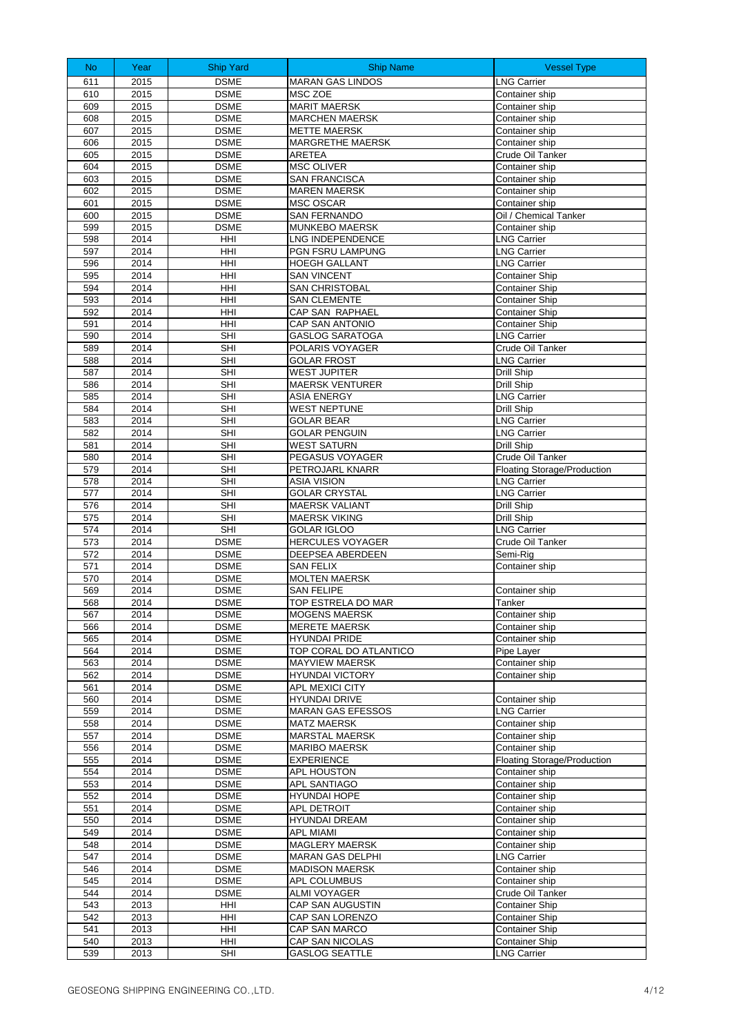| No | Year | Ship Yard | Ship Name | Vessel Type |
|---|---|---|---|---|
| 611 | 2015 | DSME | MARAN GAS LINDOS | LNG Carrier |
| 610 | 2015 | DSME | MSC ZOE | Container ship |
| 609 | 2015 | DSME | MARIT MAERSK | Container ship |
| 608 | 2015 | DSME | MARCHEN MAERSK | Container ship |
| 607 | 2015 | DSME | METTE MAERSK | Container ship |
| 606 | 2015 | DSME | MARGRETHE MAERSK | Container ship |
| 605 | 2015 | DSME | ARETEA | Crude Oil Tanker |
| 604 | 2015 | DSME | MSC OLIVER | Container ship |
| 603 | 2015 | DSME | SAN FRANCISCA | Container ship |
| 602 | 2015 | DSME | MAREN MAERSK | Container ship |
| 601 | 2015 | DSME | MSC OSCAR | Container ship |
| 600 | 2015 | DSME | SAN FERNANDO | Oil / Chemical Tanker |
| 599 | 2015 | DSME | MUNKEBO MAERSK | Container ship |
| 598 | 2014 | HHI | LNG INDEPENDENCE | LNG Carrier |
| 597 | 2014 | HHI | PGN FSRU LAMPUNG | LNG Carrier |
| 596 | 2014 | HHI | HOEGH GALLANT | LNG Carrier |
| 595 | 2014 | HHI | SAN VINCENT | Container Ship |
| 594 | 2014 | HHI | SAN CHRISTOBAL | Container Ship |
| 593 | 2014 | HHI | SAN CLEMENTE | Container Ship |
| 592 | 2014 | HHI | CAP SAN RAPHAEL | Container Ship |
| 591 | 2014 | HHI | CAP SAN ANTONIO | Container Ship |
| 590 | 2014 | SHI | GASLOG SARATOGA | LNG Carrier |
| 589 | 2014 | SHI | POLARIS VOYAGER | Crude Oil Tanker |
| 588 | 2014 | SHI | GOLAR FROST | LNG Carrier |
| 587 | 2014 | SHI | WEST JUPITER | Drill Ship |
| 586 | 2014 | SHI | MAERSK VENTURER | Drill Ship |
| 585 | 2014 | SHI | ASIA ENERGY | LNG Carrier |
| 584 | 2014 | SHI | WEST NEPTUNE | Drill Ship |
| 583 | 2014 | SHI | GOLAR BEAR | LNG Carrier |
| 582 | 2014 | SHI | GOLAR PENGUIN | LNG Carrier |
| 581 | 2014 | SHI | WEST SATURN | Drill Ship |
| 580 | 2014 | SHI | PEGASUS VOYAGER | Crude Oil Tanker |
| 579 | 2014 | SHI | PETROJARL KNARR | Floating Storage/Production |
| 578 | 2014 | SHI | ASIA VISION | LNG Carrier |
| 577 | 2014 | SHI | GOLAR CRYSTAL | LNG Carrier |
| 576 | 2014 | SHI | MAERSK VALIANT | Drill Ship |
| 575 | 2014 | SHI | MAERSK VIKING | Drill Ship |
| 574 | 2014 | SHI | GOLAR IGLOO | LNG Carrier |
| 573 | 2014 | DSME | HERCULES VOYAGER | Crude Oil Tanker |
| 572 | 2014 | DSME | DEEPSEA ABERDEEN | Semi-Rig |
| 571 | 2014 | DSME | SAN FELIX | Container ship |
| 570 | 2014 | DSME | MOLTEN MAERSK | |
| 569 | 2014 | DSME | SAN FELIPE | Container ship |
| 568 | 2014 | DSME | TOP ESTRELA DO MAR | Tanker |
| 567 | 2014 | DSME | MOGENS MAERSK | Container ship |
| 566 | 2014 | DSME | MERETE MAERSK | Container ship |
| 565 | 2014 | DSME | HYUNDAI PRIDE | Container ship |
| 564 | 2014 | DSME | TOP CORAL DO ATLANTICO | Pipe Layer |
| 563 | 2014 | DSME | MAYVIEW MAERSK | Container ship |
| 562 | 2014 | DSME | HYUNDAI VICTORY | Container ship |
| 561 | 2014 | DSME | APL MEXICI CITY | |
| 560 | 2014 | DSME | HYUNDAI DRIVE | Container ship |
| 559 | 2014 | DSME | MARAN GAS EFESSOS | LNG Carrier |
| 558 | 2014 | DSME | MATZ MAERSK | Container ship |
| 557 | 2014 | DSME | MARSTAL MAERSK | Container ship |
| 556 | 2014 | DSME | MARIBO MAERSK | Container ship |
| 555 | 2014 | DSME | EXPERIENCE | Floating Storage/Production |
| 554 | 2014 | DSME | APL HOUSTON | Container ship |
| 553 | 2014 | DSME | APL SANTIAGO | Container ship |
| 552 | 2014 | DSME | HYUNDAI HOPE | Container ship |
| 551 | 2014 | DSME | APL DETROIT | Container ship |
| 550 | 2014 | DSME | HYUNDAI DREAM | Container ship |
| 549 | 2014 | DSME | APL MIAMI | Container ship |
| 548 | 2014 | DSME | MAGLERY MAERSK | Container ship |
| 547 | 2014 | DSME | MARAN GAS DELPHI | LNG Carrier |
| 546 | 2014 | DSME | MADISON MAERSK | Container ship |
| 545 | 2014 | DSME | APL COLUMBUS | Container ship |
| 544 | 2014 | DSME | ALMI VOYAGER | Crude Oil Tanker |
| 543 | 2013 | HHI | CAP SAN AUGUSTIN | Container Ship |
| 542 | 2013 | HHI | CAP SAN LORENZO | Container Ship |
| 541 | 2013 | HHI | CAP SAN MARCO | Container Ship |
| 540 | 2013 | HHI | CAP SAN NICOLAS | Container Ship |
| 539 | 2013 | SHI | GASLOG SEATTLE | LNG Carrier |

GEOSEONG SHIPPING ENGINEERING CO.,LTD.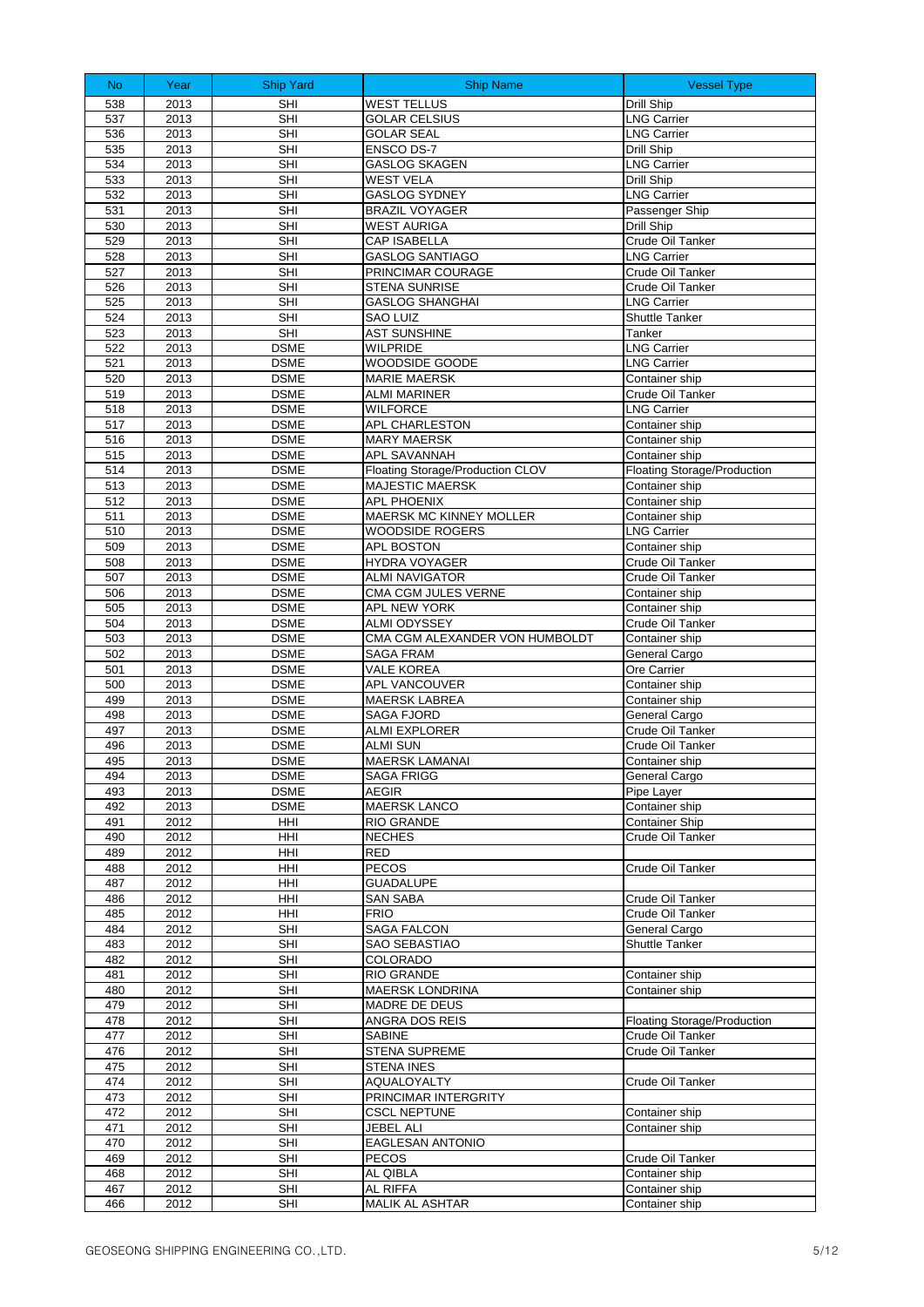| No | Year | Ship Yard | Ship Name | Vessel Type |
|---|---|---|---|---|
| 538 | 2013 | SHI | WEST TELLUS | Drill Ship |
| 537 | 2013 | SHI | GOLAR CELSIUS | LNG Carrier |
| 536 | 2013 | SHI | GOLAR SEAL | LNG Carrier |
| 535 | 2013 | SHI | ENSCO DS-7 | Drill Ship |
| 534 | 2013 | SHI | GASLOG SKAGEN | LNG Carrier |
| 533 | 2013 | SHI | WEST VELA | Drill Ship |
| 532 | 2013 | SHI | GASLOG SYDNEY | LNG Carrier |
| 531 | 2013 | SHI | BRAZIL VOYAGER | Passenger Ship |
| 530 | 2013 | SHI | WEST AURIGA | Drill Ship |
| 529 | 2013 | SHI | CAP ISABELLA | Crude Oil Tanker |
| 528 | 2013 | SHI | GASLOG SANTIAGO | LNG Carrier |
| 527 | 2013 | SHI | PRINCIMAR COURAGE | Crude Oil Tanker |
| 526 | 2013 | SHI | STENA SUNRISE | Crude Oil Tanker |
| 525 | 2013 | SHI | GASLOG SHANGHAI | LNG Carrier |
| 524 | 2013 | SHI | SAO LUIZ | Shuttle Tanker |
| 523 | 2013 | SHI | AST SUNSHINE | Tanker |
| 522 | 2013 | DSME | WILPRIDE | LNG Carrier |
| 521 | 2013 | DSME | WOODSIDE GOODE | LNG Carrier |
| 520 | 2013 | DSME | MARIE MAERSK | Container ship |
| 519 | 2013 | DSME | ALMI MARINER | Crude Oil Tanker |
| 518 | 2013 | DSME | WILFORCE | LNG Carrier |
| 517 | 2013 | DSME | APL CHARLESTON | Container ship |
| 516 | 2013 | DSME | MARY MAERSK | Container ship |
| 515 | 2013 | DSME | APL SAVANNAH | Container ship |
| 514 | 2013 | DSME | Floating Storage/Production CLOV | Floating Storage/Production |
| 513 | 2013 | DSME | MAJESTIC MAERSK | Container ship |
| 512 | 2013 | DSME | APL PHOENIX | Container ship |
| 511 | 2013 | DSME | MAERSK MC KINNEY MOLLER | Container ship |
| 510 | 2013 | DSME | WOODSIDE ROGERS | LNG Carrier |
| 509 | 2013 | DSME | APL BOSTON | Container ship |
| 508 | 2013 | DSME | HYDRA VOYAGER | Crude Oil Tanker |
| 507 | 2013 | DSME | ALMI NAVIGATOR | Crude Oil Tanker |
| 506 | 2013 | DSME | CMA CGM JULES VERNE | Container ship |
| 505 | 2013 | DSME | APL NEW YORK | Container ship |
| 504 | 2013 | DSME | ALMI ODYSSEY | Crude Oil Tanker |
| 503 | 2013 | DSME | CMA CGM ALEXANDER VON HUMBOLDT | Container ship |
| 502 | 2013 | DSME | SAGA FRAM | General Cargo |
| 501 | 2013 | DSME | VALE KOREA | Ore Carrier |
| 500 | 2013 | DSME | APL VANCOUVER | Container ship |
| 499 | 2013 | DSME | MAERSK LABREA | Container ship |
| 498 | 2013 | DSME | SAGA FJORD | General Cargo |
| 497 | 2013 | DSME | ALMI EXPLORER | Crude Oil Tanker |
| 496 | 2013 | DSME | ALMI SUN | Crude Oil Tanker |
| 495 | 2013 | DSME | MAERSK LAMANAI | Container ship |
| 494 | 2013 | DSME | SAGA FRIGG | General Cargo |
| 493 | 2013 | DSME | AEGIR | Pipe Layer |
| 492 | 2013 | DSME | MAERSK LANCO | Container ship |
| 491 | 2012 | HHI | RIO GRANDE | Container Ship |
| 490 | 2012 | HHI | NECHES | Crude Oil Tanker |
| 489 | 2012 | HHI | RED | |
| 488 | 2012 | HHI | PECOS | Crude Oil Tanker |
| 487 | 2012 | HHI | GUADALUPE | |
| 486 | 2012 | HHI | SAN SABA | Crude Oil Tanker |
| 485 | 2012 | HHI | FRIO | Crude Oil Tanker |
| 484 | 2012 | SHI | SAGA FALCON | General Cargo |
| 483 | 2012 | SHI | SAO SEBASTIAO | Shuttle Tanker |
| 482 | 2012 | SHI | COLORADO | |
| 481 | 2012 | SHI | RIO GRANDE | Container ship |
| 480 | 2012 | SHI | MAERSK LONDRINA | Container ship |
| 479 | 2012 | SHI | MADRE DE DEUS | |
| 478 | 2012 | SHI | ANGRA DOS REIS | Floating Storage/Production |
| 477 | 2012 | SHI | SABINE | Crude Oil Tanker |
| 476 | 2012 | SHI | STENA SUPREME | Crude Oil Tanker |
| 475 | 2012 | SHI | STENA INES | |
| 474 | 2012 | SHI | AQUALOYALTY | Crude Oil Tanker |
| 473 | 2012 | SHI | PRINCIMAR INTERGRITY | |
| 472 | 2012 | SHI | CSCL NEPTUNE | Container ship |
| 471 | 2012 | SHI | JEBEL ALI | Container ship |
| 470 | 2012 | SHI | EAGLESAN ANTONIO | |
| 469 | 2012 | SHI | PECOS | Crude Oil Tanker |
| 468 | 2012 | SHI | AL QIBLA | Container ship |
| 467 | 2012 | SHI | AL RIFFA | Container ship |
| 466 | 2012 | SHI | MALIK AL ASHTAR | Container ship |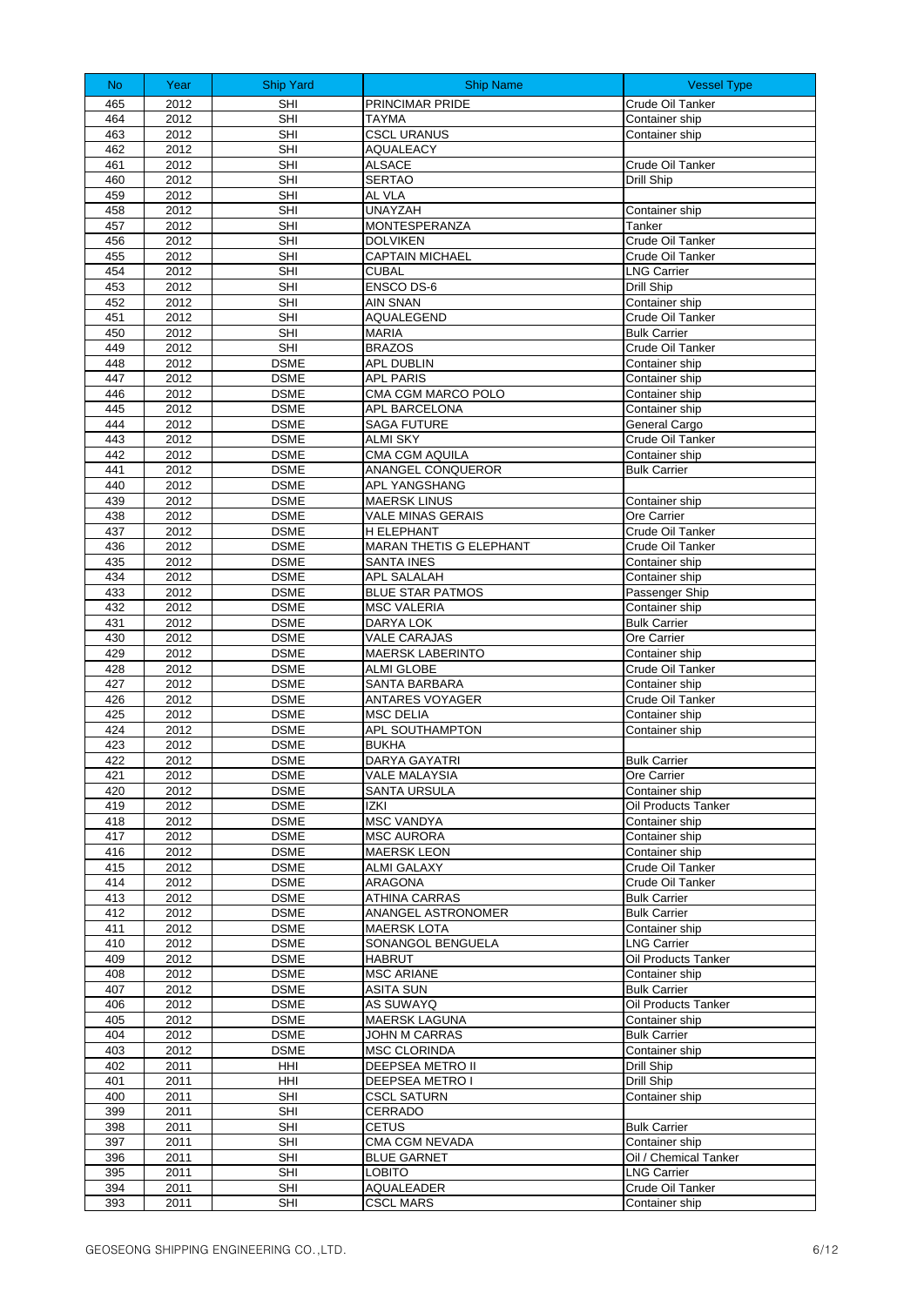| No | Year | Ship Yard | Ship Name | Vessel Type |
|---|---|---|---|---|
| 465 | 2012 | SHI | PRINCIMAR PRIDE | Crude Oil Tanker |
| 464 | 2012 | SHI | TAYMA | Container ship |
| 463 | 2012 | SHI | CSCL URANUS | Container ship |
| 462 | 2012 | SHI | AQUALEACY | |
| 461 | 2012 | SHI | ALSACE | Crude Oil Tanker |
| 460 | 2012 | SHI | SERTAO | Drill Ship |
| 459 | 2012 | SHI | AL VLA | |
| 458 | 2012 | SHI | UNAYZAH | Container ship |
| 457 | 2012 | SHI | MONTESPERANZA | Tanker |
| 456 | 2012 | SHI | DOLVIKEN | Crude Oil Tanker |
| 455 | 2012 | SHI | CAPTAIN MICHAEL | Crude Oil Tanker |
| 454 | 2012 | SHI | CUBAL | LNG Carrier |
| 453 | 2012 | SHI | ENSCO DS-6 | Drill Ship |
| 452 | 2012 | SHI | AIN SNAN | Container ship |
| 451 | 2012 | SHI | AQUALEGEND | Crude Oil Tanker |
| 450 | 2012 | SHI | MARIA | Bulk Carrier |
| 449 | 2012 | SHI | BRAZOS | Crude Oil Tanker |
| 448 | 2012 | DSME | APL DUBLIN | Container ship |
| 447 | 2012 | DSME | APL PARIS | Container ship |
| 446 | 2012 | DSME | CMA CGM MARCO POLO | Container ship |
| 445 | 2012 | DSME | APL BARCELONA | Container ship |
| 444 | 2012 | DSME | SAGA FUTURE | General Cargo |
| 443 | 2012 | DSME | ALMI SKY | Crude Oil Tanker |
| 442 | 2012 | DSME | CMA CGM AQUILA | Container ship |
| 441 | 2012 | DSME | ANANGEL CONQUEROR | Bulk Carrier |
| 440 | 2012 | DSME | APL YANGSHANG | |
| 439 | 2012 | DSME | MAERSK LINUS | Container ship |
| 438 | 2012 | DSME | VALE MINAS GERAIS | Ore Carrier |
| 437 | 2012 | DSME | H ELEPHANT | Crude Oil Tanker |
| 436 | 2012 | DSME | MARAN THETIS G ELEPHANT | Crude Oil Tanker |
| 435 | 2012 | DSME | SANTA INES | Container ship |
| 434 | 2012 | DSME | APL SALALAH | Container ship |
| 433 | 2012 | DSME | BLUE STAR PATMOS | Passenger Ship |
| 432 | 2012 | DSME | MSC VALERIA | Container ship |
| 431 | 2012 | DSME | DARYA LOK | Bulk Carrier |
| 430 | 2012 | DSME | VALE CARAJAS | Ore Carrier |
| 429 | 2012 | DSME | MAERSK LABERINTO | Container ship |
| 428 | 2012 | DSME | ALMI GLOBE | Crude Oil Tanker |
| 427 | 2012 | DSME | SANTA BARBARA | Container ship |
| 426 | 2012 | DSME | ANTARES VOYAGER | Crude Oil Tanker |
| 425 | 2012 | DSME | MSC DELIA | Container ship |
| 424 | 2012 | DSME | APL SOUTHAMPTON | Container ship |
| 423 | 2012 | DSME | BUKHA | |
| 422 | 2012 | DSME | DARYA GAYATRI | Bulk Carrier |
| 421 | 2012 | DSME | VALE MALAYSIA | Ore Carrier |
| 420 | 2012 | DSME | SANTA URSULA | Container ship |
| 419 | 2012 | DSME | IZKI | Oil Products Tanker |
| 418 | 2012 | DSME | MSC VANDYA | Container ship |
| 417 | 2012 | DSME | MSC AURORA | Container ship |
| 416 | 2012 | DSME | MAERSK LEON | Container ship |
| 415 | 2012 | DSME | ALMI GALAXY | Crude Oil Tanker |
| 414 | 2012 | DSME | ARAGONA | Crude Oil Tanker |
| 413 | 2012 | DSME | ATHINA CARRAS | Bulk Carrier |
| 412 | 2012 | DSME | ANANGEL ASTRONOMER | Bulk Carrier |
| 411 | 2012 | DSME | MAERSK LOTA | Container ship |
| 410 | 2012 | DSME | SONANGOL BENGUELA | LNG Carrier |
| 409 | 2012 | DSME | HABRUT | Oil Products Tanker |
| 408 | 2012 | DSME | MSC ARIANE | Container ship |
| 407 | 2012 | DSME | ASITA SUN | Bulk Carrier |
| 406 | 2012 | DSME | AS SUWAYQ | Oil Products Tanker |
| 405 | 2012 | DSME | MAERSK LAGUNA | Container ship |
| 404 | 2012 | DSME | JOHN M CARRAS | Bulk Carrier |
| 403 | 2012 | DSME | MSC CLORINDA | Container ship |
| 402 | 2011 | HHI | DEEPSEA METRO II | Drill Ship |
| 401 | 2011 | HHI | DEEPSEA METRO I | Drill Ship |
| 400 | 2011 | SHI | CSCL SATURN | Container ship |
| 399 | 2011 | SHI | CERRADO | |
| 398 | 2011 | SHI | CETUS | Bulk Carrier |
| 397 | 2011 | SHI | CMA CGM NEVADA | Container ship |
| 396 | 2011 | SHI | BLUE GARNET | Oil / Chemical Tanker |
| 395 | 2011 | SHI | LOBITO | LNG Carrier |
| 394 | 2011 | SHI | AQUALEADER | Crude Oil Tanker |
| 393 | 2011 | SHI | CSCL MARS | Container ship |

GEOSEONG SHIPPING ENGINEERING CO.,LTD.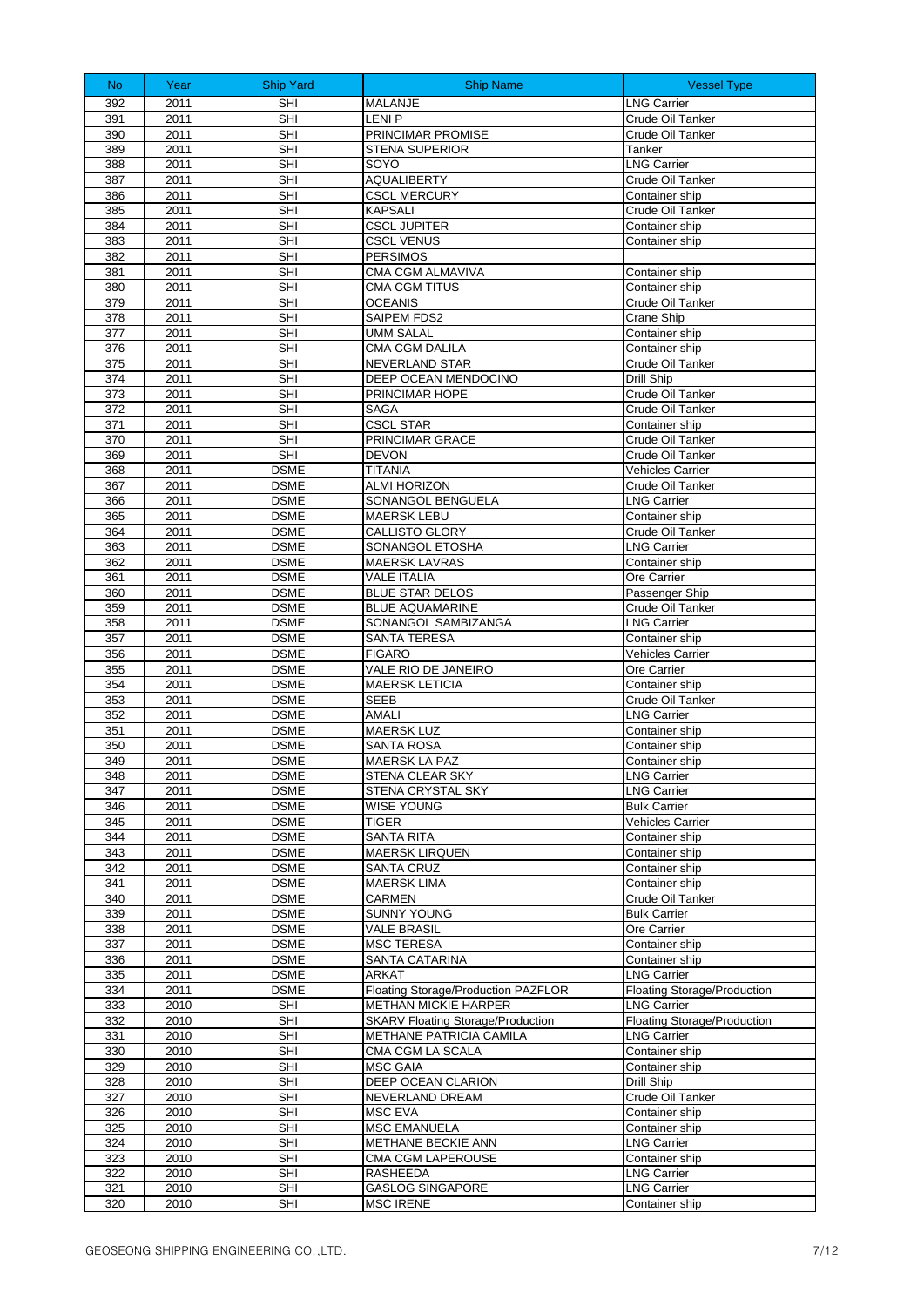| No | Year | Ship Yard | Ship Name | Vessel Type |
|---|---|---|---|---|
| 392 | 2011 | SHI | MALANJE | LNG Carrier |
| 391 | 2011 | SHI | LENI P | Crude Oil Tanker |
| 390 | 2011 | SHI | PRINCIMAR PROMISE | Crude Oil Tanker |
| 389 | 2011 | SHI | STENA SUPERIOR | Tanker |
| 388 | 2011 | SHI | SOYO | LNG Carrier |
| 387 | 2011 | SHI | AQUALIBERTY | Crude Oil Tanker |
| 386 | 2011 | SHI | CSCL MERCURY | Container ship |
| 385 | 2011 | SHI | KAPSALI | Crude Oil Tanker |
| 384 | 2011 | SHI | CSCL JUPITER | Container ship |
| 383 | 2011 | SHI | CSCL VENUS | Container ship |
| 382 | 2011 | SHI | PERSIMOS | |
| 381 | 2011 | SHI | CMA CGM ALMAVIVA | Container ship |
| 380 | 2011 | SHI | CMA CGM TITUS | Container ship |
| 379 | 2011 | SHI | OCEANIS | Crude Oil Tanker |
| 378 | 2011 | SHI | SAIPEM FDS2 | Crane Ship |
| 377 | 2011 | SHI | UMM SALAL | Container ship |
| 376 | 2011 | SHI | CMA CGM DALILA | Container ship |
| 375 | 2011 | SHI | NEVERLAND STAR | Crude Oil Tanker |
| 374 | 2011 | SHI | DEEP OCEAN MENDOCINO | Drill Ship |
| 373 | 2011 | SHI | PRINCIMAR HOPE | Crude Oil Tanker |
| 372 | 2011 | SHI | SAGA | Crude Oil Tanker |
| 371 | 2011 | SHI | CSCL STAR | Container ship |
| 370 | 2011 | SHI | PRINCIMAR GRACE | Crude Oil Tanker |
| 369 | 2011 | SHI | DEVON | Crude Oil Tanker |
| 368 | 2011 | DSME | TITANIA | Vehicles Carrier |
| 367 | 2011 | DSME | ALMI HORIZON | Crude Oil Tanker |
| 366 | 2011 | DSME | SONANGOL BENGUELA | LNG Carrier |
| 365 | 2011 | DSME | MAERSK LEBU | Container ship |
| 364 | 2011 | DSME | CALLISTO GLORY | Crude Oil Tanker |
| 363 | 2011 | DSME | SONANGOL ETOSHA | LNG Carrier |
| 362 | 2011 | DSME | MAERSK LAVRAS | Container ship |
| 361 | 2011 | DSME | VALE ITALIA | Ore Carrier |
| 360 | 2011 | DSME | BLUE STAR DELOS | Passenger Ship |
| 359 | 2011 | DSME | BLUE AQUAMARINE | Crude Oil Tanker |
| 358 | 2011 | DSME | SONANGOL SAMBIZANGA | LNG Carrier |
| 357 | 2011 | DSME | SANTA TERESA | Container ship |
| 356 | 2011 | DSME | FIGARO | Vehicles Carrier |
| 355 | 2011 | DSME | VALE RIO DE JANEIRO | Ore Carrier |
| 354 | 2011 | DSME | MAERSK LETICIA | Container ship |
| 353 | 2011 | DSME | SEEB | Crude Oil Tanker |
| 352 | 2011 | DSME | AMALI | LNG Carrier |
| 351 | 2011 | DSME | MAERSK LUZ | Container ship |
| 350 | 2011 | DSME | SANTA ROSA | Container ship |
| 349 | 2011 | DSME | MAERSK LA PAZ | Container ship |
| 348 | 2011 | DSME | STENA CLEAR SKY | LNG Carrier |
| 347 | 2011 | DSME | STENA CRYSTAL SKY | LNG Carrier |
| 346 | 2011 | DSME | WISE YOUNG | Bulk Carrier |
| 345 | 2011 | DSME | TIGER | Vehicles Carrier |
| 344 | 2011 | DSME | SANTA RITA | Container ship |
| 343 | 2011 | DSME | MAERSK LIRQUEN | Container ship |
| 342 | 2011 | DSME | SANTA CRUZ | Container ship |
| 341 | 2011 | DSME | MAERSK LIMA | Container ship |
| 340 | 2011 | DSME | CARMEN | Crude Oil Tanker |
| 339 | 2011 | DSME | SUNNY YOUNG | Bulk Carrier |
| 338 | 2011 | DSME | VALE BRASIL | Ore Carrier |
| 337 | 2011 | DSME | MSC TERESA | Container ship |
| 336 | 2011 | DSME | SANTA CATARINA | Container ship |
| 335 | 2011 | DSME | ARKAT | LNG Carrier |
| 334 | 2011 | DSME | Floating Storage/Production PAZFLOR | Floating Storage/Production |
| 333 | 2010 | SHI | METHAN MICKIE HARPER | LNG Carrier |
| 332 | 2010 | SHI | SKARV Floating Storage/Production | Floating Storage/Production |
| 331 | 2010 | SHI | METHANE PATRICIA CAMILA | LNG Carrier |
| 330 | 2010 | SHI | CMA CGM LA SCALA | Container ship |
| 329 | 2010 | SHI | MSC GAIA | Container ship |
| 328 | 2010 | SHI | DEEP OCEAN CLARION | Drill Ship |
| 327 | 2010 | SHI | NEVERLAND DREAM | Crude Oil Tanker |
| 326 | 2010 | SHI | MSC EVA | Container ship |
| 325 | 2010 | SHI | MSC EMANUELA | Container ship |
| 324 | 2010 | SHI | METHANE BECKIE ANN | LNG Carrier |
| 323 | 2010 | SHI | CMA CGM LAPEROUSE | Container ship |
| 322 | 2010 | SHI | RASHEEDA | LNG Carrier |
| 321 | 2010 | SHI | GASLOG SINGAPORE | LNG Carrier |
| 320 | 2010 | SHI | MSC IRENE | Container ship |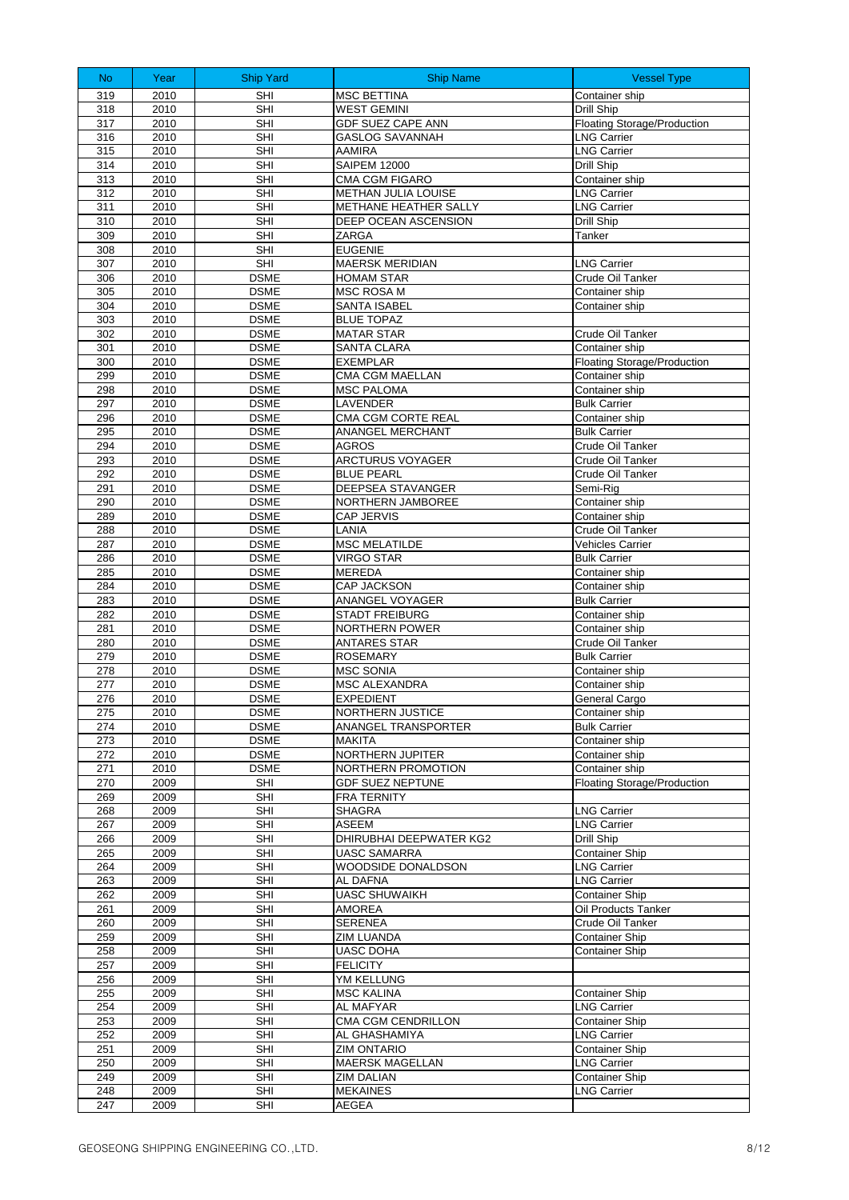| No | Year | Ship Yard | Ship Name | Vessel Type |
|---|---|---|---|---|
| 319 | 2010 | SHI | MSC BETTINA | Container ship |
| 318 | 2010 | SHI | WEST GEMINI | Drill Ship |
| 317 | 2010 | SHI | GDF SUEZ CAPE ANN | Floating Storage/Production |
| 316 | 2010 | SHI | GASLOG SAVANNAH | LNG Carrier |
| 315 | 2010 | SHI | AAMIRA | LNG Carrier |
| 314 | 2010 | SHI | SAIPEM 12000 | Drill Ship |
| 313 | 2010 | SHI | CMA CGM FIGARO | Container ship |
| 312 | 2010 | SHI | METHAN JULIA LOUISE | LNG Carrier |
| 311 | 2010 | SHI | METHANE HEATHER SALLY | LNG Carrier |
| 310 | 2010 | SHI | DEEP OCEAN ASCENSION | Drill Ship |
| 309 | 2010 | SHI | ZARGA | Tanker |
| 308 | 2010 | SHI | EUGENIE | |
| 307 | 2010 | SHI | MAERSK MERIDIAN | LNG Carrier |
| 306 | 2010 | DSME | HOMAM STAR | Crude Oil Tanker |
| 305 | 2010 | DSME | MSC ROSA M | Container ship |
| 304 | 2010 | DSME | SANTA ISABEL | Container ship |
| 303 | 2010 | DSME | BLUE TOPAZ | |
| 302 | 2010 | DSME | MATAR STAR | Crude Oil Tanker |
| 301 | 2010 | DSME | SANTA CLARA | Container ship |
| 300 | 2010 | DSME | EXEMPLAR | Floating Storage/Production |
| 299 | 2010 | DSME | CMA CGM MAELLAN | Container ship |
| 298 | 2010 | DSME | MSC PALOMA | Container ship |
| 297 | 2010 | DSME | LAVENDER | Bulk Carrier |
| 296 | 2010 | DSME | CMA CGM CORTE REAL | Container ship |
| 295 | 2010 | DSME | ANANGEL MERCHANT | Bulk Carrier |
| 294 | 2010 | DSME | AGROS | Crude Oil Tanker |
| 293 | 2010 | DSME | ARCTURUS VOYAGER | Crude Oil Tanker |
| 292 | 2010 | DSME | BLUE PEARL | Crude Oil Tanker |
| 291 | 2010 | DSME | DEEPSEA STAVANGER | Semi-Rig |
| 290 | 2010 | DSME | NORTHERN JAMBOREE | Container ship |
| 289 | 2010 | DSME | CAP JERVIS | Container ship |
| 288 | 2010 | DSME | LANIA | Crude Oil Tanker |
| 287 | 2010 | DSME | MSC MELATILDE | Vehicles Carrier |
| 286 | 2010 | DSME | VIRGO STAR | Bulk Carrier |
| 285 | 2010 | DSME | MEREDA | Container ship |
| 284 | 2010 | DSME | CAP JACKSON | Container ship |
| 283 | 2010 | DSME | ANANGEL VOYAGER | Bulk Carrier |
| 282 | 2010 | DSME | STADT FREIBURG | Container ship |
| 281 | 2010 | DSME | NORTHERN POWER | Container ship |
| 280 | 2010 | DSME | ANTARES STAR | Crude Oil Tanker |
| 279 | 2010 | DSME | ROSEMARY | Bulk Carrier |
| 278 | 2010 | DSME | MSC SONIA | Container ship |
| 277 | 2010 | DSME | MSC ALEXANDRA | Container ship |
| 276 | 2010 | DSME | EXPEDIENT | General Cargo |
| 275 | 2010 | DSME | NORTHERN JUSTICE | Container ship |
| 274 | 2010 | DSME | ANANGEL TRANSPORTER | Bulk Carrier |
| 273 | 2010 | DSME | MAKITA | Container ship |
| 272 | 2010 | DSME | NORTHERN JUPITER | Container ship |
| 271 | 2010 | DSME | NORTHERN PROMOTION | Container ship |
| 270 | 2009 | SHI | GDF SUEZ NEPTUNE | Floating Storage/Production |
| 269 | 2009 | SHI | FRA TERNITY | |
| 268 | 2009 | SHI | SHAGRA | LNG Carrier |
| 267 | 2009 | SHI | ASEEM | LNG Carrier |
| 266 | 2009 | SHI | DHIRUBHAI DEEPWATER KG2 | Drill Ship |
| 265 | 2009 | SHI | UASC SAMARRA | Container Ship |
| 264 | 2009 | SHI | WOODSIDE DONALDSON | LNG Carrier |
| 263 | 2009 | SHI | AL DAFNA | LNG Carrier |
| 262 | 2009 | SHI | UASC SHUWAIKH | Container Ship |
| 261 | 2009 | SHI | AMOREA | Oil Products Tanker |
| 260 | 2009 | SHI | SERENEA | Crude Oil Tanker |
| 259 | 2009 | SHI | ZIM LUANDA | Container Ship |
| 258 | 2009 | SHI | UASC DOHA | Container Ship |
| 257 | 2009 | SHI | FELICITY | |
| 256 | 2009 | SHI | YM KELLUNG | |
| 255 | 2009 | SHI | MSC KALINA | Container Ship |
| 254 | 2009 | SHI | AL MAFYAR | LNG Carrier |
| 253 | 2009 | SHI | CMA CGM CENDRILLON | Container Ship |
| 252 | 2009 | SHI | AL GHASHAMIYA | LNG Carrier |
| 251 | 2009 | SHI | ZIM ONTARIO | Container Ship |
| 250 | 2009 | SHI | MAERSK MAGELLAN | LNG Carrier |
| 249 | 2009 | SHI | ZIM DALIAN | Container Ship |
| 248 | 2009 | SHI | MEKAINES | LNG Carrier |
| 247 | 2009 | SHI | AEGEA | |

GEOSEONG SHIPPING ENGINEERING CO.,LTD.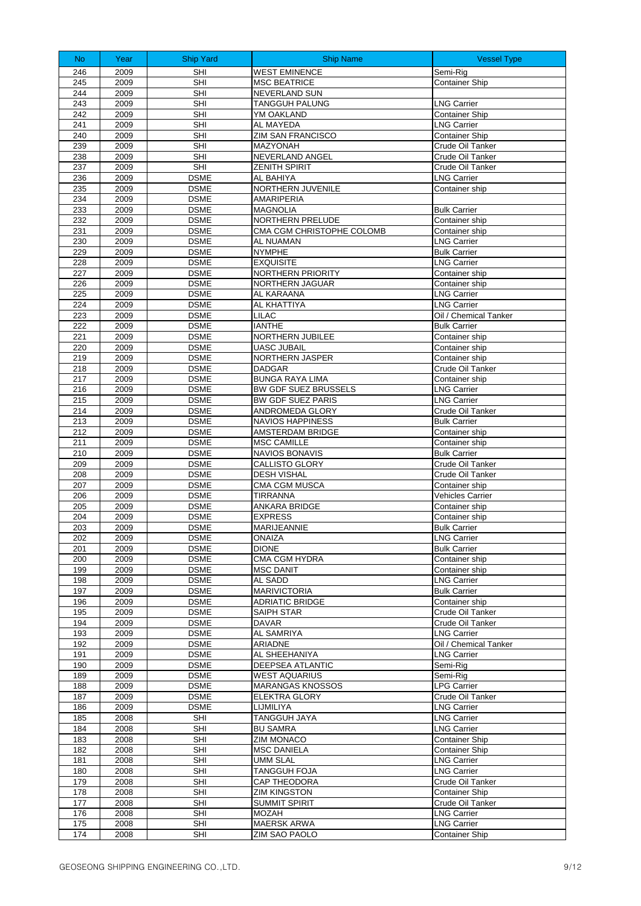| No | Year | Ship Yard | Ship Name | Vessel Type |
|---|---|---|---|---|
| 246 | 2009 | SHI | WEST EMINENCE | Semi-Rig |
| 245 | 2009 | SHI | MSC BEATRICE | Container Ship |
| 244 | 2009 | SHI | NEVERLAND SUN | |
| 243 | 2009 | SHI | TANGGUH PALUNG | LNG Carrier |
| 242 | 2009 | SHI | YM OAKLAND | Container Ship |
| 241 | 2009 | SHI | AL MAYEDA | LNG Carrier |
| 240 | 2009 | SHI | ZIM SAN FRANCISCO | Container Ship |
| 239 | 2009 | SHI | MAZYONAH | Crude Oil Tanker |
| 238 | 2009 | SHI | NEVERLAND ANGEL | Crude Oil Tanker |
| 237 | 2009 | SHI | ZENITH SPIRIT | Crude Oil Tanker |
| 236 | 2009 | DSME | AL BAHIYA | LNG Carrier |
| 235 | 2009 | DSME | NORTHERN JUVENILE | Container ship |
| 234 | 2009 | DSME | AMARIPERIA | |
| 233 | 2009 | DSME | MAGNOLIA | Bulk Carrier |
| 232 | 2009 | DSME | NORTHERN PRELUDE | Container ship |
| 231 | 2009 | DSME | CMA CGM CHRISTOPHE COLOMB | Container ship |
| 230 | 2009 | DSME | AL NUAMAN | LNG Carrier |
| 229 | 2009 | DSME | NYMPHE | Bulk Carrier |
| 228 | 2009 | DSME | EXQUISITE | LNG Carrier |
| 227 | 2009 | DSME | NORTHERN PRIORITY | Container ship |
| 226 | 2009 | DSME | NORTHERN JAGUAR | Container ship |
| 225 | 2009 | DSME | AL KARAANA | LNG Carrier |
| 224 | 2009 | DSME | AL KHATTIYA | LNG Carrier |
| 223 | 2009 | DSME | LILAC | Oil / Chemical Tanker |
| 222 | 2009 | DSME | IANTHE | Bulk Carrier |
| 221 | 2009 | DSME | NORTHERN JUBILEE | Container ship |
| 220 | 2009 | DSME | UASC JUBAIL | Container ship |
| 219 | 2009 | DSME | NORTHERN JASPER | Container ship |
| 218 | 2009 | DSME | DADGAR | Crude Oil Tanker |
| 217 | 2009 | DSME | BUNGA RAYA LIMA | Container ship |
| 216 | 2009 | DSME | BW GDF SUEZ BRUSSELS | LNG Carrier |
| 215 | 2009 | DSME | BW GDF SUEZ PARIS | LNG Carrier |
| 214 | 2009 | DSME | ANDROMEDA GLORY | Crude Oil Tanker |
| 213 | 2009 | DSME | NAVIOS HAPPINESS | Bulk Carrier |
| 212 | 2009 | DSME | AMSTERDAM BRIDGE | Container ship |
| 211 | 2009 | DSME | MSC CAMILLE | Container ship |
| 210 | 2009 | DSME | NAVIOS BONAVIS | Bulk Carrier |
| 209 | 2009 | DSME | CALLISTO GLORY | Crude Oil Tanker |
| 208 | 2009 | DSME | DESH VISHAL | Crude Oil Tanker |
| 207 | 2009 | DSME | CMA CGM MUSCA | Container ship |
| 206 | 2009 | DSME | TIRRANNA | Vehicles Carrier |
| 205 | 2009 | DSME | ANKARA BRIDGE | Container ship |
| 204 | 2009 | DSME | EXPRESS | Container ship |
| 203 | 2009 | DSME | MARIJEANNIE | Bulk Carrier |
| 202 | 2009 | DSME | ONAIZA | LNG Carrier |
| 201 | 2009 | DSME | DIONE | Bulk Carrier |
| 200 | 2009 | DSME | CMA CGM HYDRA | Container ship |
| 199 | 2009 | DSME | MSC DANIT | Container ship |
| 198 | 2009 | DSME | AL SADD | LNG Carrier |
| 197 | 2009 | DSME | MARIVICTORIA | Bulk Carrier |
| 196 | 2009 | DSME | ADRIATIC BRIDGE | Container ship |
| 195 | 2009 | DSME | SAIPH STAR | Crude Oil Tanker |
| 194 | 2009 | DSME | DAVAR | Crude Oil Tanker |
| 193 | 2009 | DSME | AL SAMRIYA | LNG Carrier |
| 192 | 2009 | DSME | ARIADNE | Oil / Chemical Tanker |
| 191 | 2009 | DSME | AL SHEEHANIYA | LNG Carrier |
| 190 | 2009 | DSME | DEEPSEA ATLANTIC | Semi-Rig |
| 189 | 2009 | DSME | WEST AQUARIUS | Semi-Rig |
| 188 | 2009 | DSME | MARANGAS KNOSSOS | LPG Carrier |
| 187 | 2009 | DSME | ELEKTRA GLORY | Crude Oil Tanker |
| 186 | 2009 | DSME | LIJMILIYA | LNG Carrier |
| 185 | 2008 | SHI | TANGGUH JAYA | LNG Carrier |
| 184 | 2008 | SHI | BU SAMRA | LNG Carrier |
| 183 | 2008 | SHI | ZIM MONACO | Container Ship |
| 182 | 2008 | SHI | MSC DANIELA | Container Ship |
| 181 | 2008 | SHI | UMM SLAL | LNG Carrier |
| 180 | 2008 | SHI | TANGGUH FOJA | LNG Carrier |
| 179 | 2008 | SHI | CAP THEODORA | Crude Oil Tanker |
| 178 | 2008 | SHI | ZIM KINGSTON | Container Ship |
| 177 | 2008 | SHI | SUMMIT SPIRIT | Crude Oil Tanker |
| 176 | 2008 | SHI | MOZAH | LNG Carrier |
| 175 | 2008 | SHI | MAERSK ARWA | LNG Carrier |
| 174 | 2008 | SHI | ZIM SAO PAOLO | Container Ship |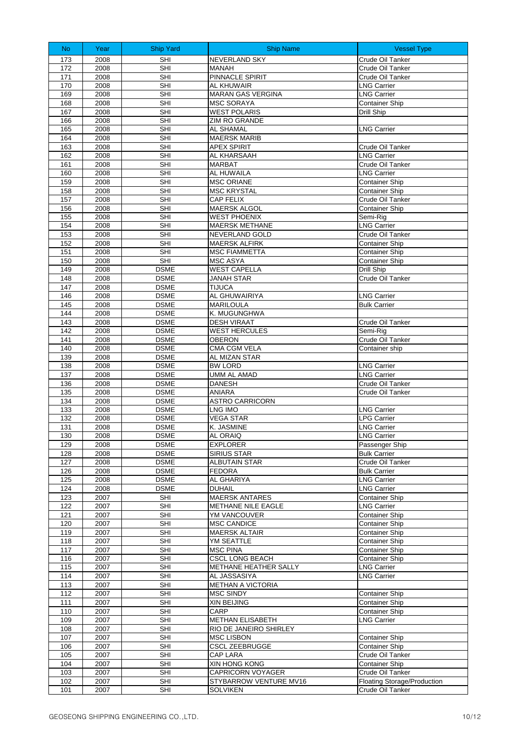| No | Year | Ship Yard | Ship Name | Vessel Type |
|---|---|---|---|---|
| 173 | 2008 | SHI | NEVERLAND SKY | Crude Oil Tanker |
| 172 | 2008 | SHI | MANAH | Crude Oil Tanker |
| 171 | 2008 | SHI | PINNACLE SPIRIT | Crude Oil Tanker |
| 170 | 2008 | SHI | AL KHUWAIR | LNG Carrier |
| 169 | 2008 | SHI | MARAN GAS VERGINA | LNG Carrier |
| 168 | 2008 | SHI | MSC SORAYA | Container Ship |
| 167 | 2008 | SHI | WEST POLARIS | Drill Ship |
| 166 | 2008 | SHI | ZIM RO GRANDE | |
| 165 | 2008 | SHI | AL SHAMAL | LNG Carrier |
| 164 | 2008 | SHI | MAERSK MARIB | |
| 163 | 2008 | SHI | APEX SPIRIT | Crude Oil Tanker |
| 162 | 2008 | SHI | AL KHARSAAH | LNG Carrier |
| 161 | 2008 | SHI | MARBAT | Crude Oil Tanker |
| 160 | 2008 | SHI | AL HUWAILA | LNG Carrier |
| 159 | 2008 | SHI | MSC ORIANE | Container Ship |
| 158 | 2008 | SHI | MSC KRYSTAL | Container Ship |
| 157 | 2008 | SHI | CAP FELIX | Crude Oil Tanker |
| 156 | 2008 | SHI | MAERSK ALGOL | Container Ship |
| 155 | 2008 | SHI | WEST PHOENIX | Semi-Rig |
| 154 | 2008 | SHI | MAERSK METHANE | LNG Carrier |
| 153 | 2008 | SHI | NEVERLAND GOLD | Crude Oil Tanker |
| 152 | 2008 | SHI | MAERSK ALFIRK | Container Ship |
| 151 | 2008 | SHI | MSC FIAMMETTA | Container Ship |
| 150 | 2008 | SHI | MSC ASYA | Container Ship |
| 149 | 2008 | DSME | WEST CAPELLA | Drill Ship |
| 148 | 2008 | DSME | JANAH STAR | Crude Oil Tanker |
| 147 | 2008 | DSME | TIJUCA | |
| 146 | 2008 | DSME | AL GHUWAIRIYA | LNG Carrier |
| 145 | 2008 | DSME | MARILOULA | Bulk Carrier |
| 144 | 2008 | DSME | K. MUGUNGHWA | |
| 143 | 2008 | DSME | DESH VIRAAT | Crude Oil Tanker |
| 142 | 2008 | DSME | WEST HERCULES | Semi-Rig |
| 141 | 2008 | DSME | OBERON | Crude Oil Tanker |
| 140 | 2008 | DSME | CMA CGM VELA | Container ship |
| 139 | 2008 | DSME | AL MIZAN STAR | |
| 138 | 2008 | DSME | BW LORD | LNG Carrier |
| 137 | 2008 | DSME | UMM AL AMAD | LNG Carrier |
| 136 | 2008 | DSME | DANESH | Crude Oil Tanker |
| 135 | 2008 | DSME | ANIARA | Crude Oil Tanker |
| 134 | 2008 | DSME | ASTRO CARRICORN | |
| 133 | 2008 | DSME | LNG IMO | LNG Carrier |
| 132 | 2008 | DSME | VEGA STAR | LPG Carrier |
| 131 | 2008 | DSME | K. JASMINE | LNG Carrier |
| 130 | 2008 | DSME | AL ORAIQ | LNG Carrier |
| 129 | 2008 | DSME | EXPLORER | Passenger Ship |
| 128 | 2008 | DSME | SIRIUS STAR | Bulk Carrier |
| 127 | 2008 | DSME | ALBUTAIN STAR | Crude Oil Tanker |
| 126 | 2008 | DSME | FEDORA | Bulk Carrier |
| 125 | 2008 | DSME | AL GHARIYA | LNG Carrier |
| 124 | 2008 | DSME | DUHAIL | LNG Carrier |
| 123 | 2007 | SHI | MAERSK ANTARES | Container Ship |
| 122 | 2007 | SHI | METHANE NILE EAGLE | LNG Carrier |
| 121 | 2007 | SHI | YM VANCOUVER | Container Ship |
| 120 | 2007 | SHI | MSC CANDICE | Container Ship |
| 119 | 2007 | SHI | MAERSK ALTAIR | Container Ship |
| 118 | 2007 | SHI | YM SEATTLE | Container Ship |
| 117 | 2007 | SHI | MSC PINA | Container Ship |
| 116 | 2007 | SHI | CSCL LONG BEACH | Container Ship |
| 115 | 2007 | SHI | METHANE HEATHER SALLY | LNG Carrier |
| 114 | 2007 | SHI | AL JASSASIYA | LNG Carrier |
| 113 | 2007 | SHI | METHAN A VICTORIA | |
| 112 | 2007 | SHI | MSC SINDY | Container Ship |
| 111 | 2007 | SHI | XIN BEIJING | Container Ship |
| 110 | 2007 | SHI | CARP | Container Ship |
| 109 | 2007 | SHI | METHAN ELISABETH | LNG Carrier |
| 108 | 2007 | SHI | RIO DE JANEIRO SHIRLEY | |
| 107 | 2007 | SHI | MSC LISBON | Container Ship |
| 106 | 2007 | SHI | CSCL ZEEBRUGGE | Container Ship |
| 105 | 2007 | SHI | CAP LARA | Crude Oil Tanker |
| 104 | 2007 | SHI | XIN HONG KONG | Container Ship |
| 103 | 2007 | SHI | CAPRICORN VOYAGER | Crude Oil Tanker |
| 102 | 2007 | SHI | STYBARROW VENTURE MV16 | Floating Storage/Production |
| 101 | 2007 | SHI | SOLVIKEN | Crude Oil Tanker |

GEOSEONG SHIPPING ENGINEERING CO.,LTD.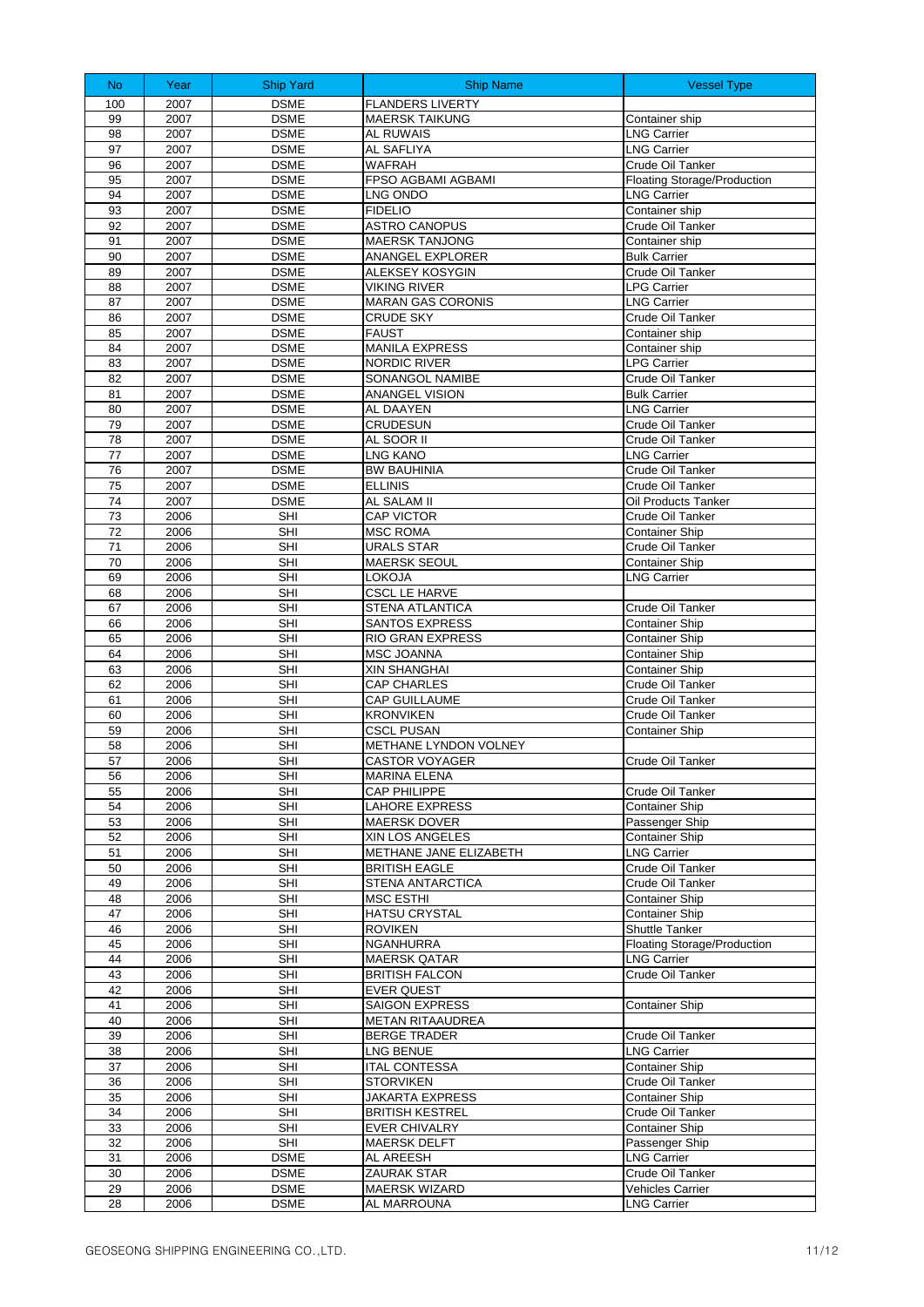| No | Year | Ship Yard | Ship Name | Vessel Type |
|---|---|---|---|---|
| 100 | 2007 | DSME | FLANDERS LIVERTY | |
| 99 | 2007 | DSME | MAERSK TAIKUNG | Container ship |
| 98 | 2007 | DSME | AL RUWAIS | LNG Carrier |
| 97 | 2007 | DSME | AL SAFLIYA | LNG Carrier |
| 96 | 2007 | DSME | WAFRAH | Crude Oil Tanker |
| 95 | 2007 | DSME | FPSO AGBAMI AGBAMI | Floating Storage/Production |
| 94 | 2007 | DSME | LNG ONDO | LNG Carrier |
| 93 | 2007 | DSME | FIDELIO | Container ship |
| 92 | 2007 | DSME | ASTRO CANOPUS | Crude Oil Tanker |
| 91 | 2007 | DSME | MAERSK TANJONG | Container ship |
| 90 | 2007 | DSME | ANANGEL EXPLORER | Bulk Carrier |
| 89 | 2007 | DSME | ALEKSEY KOSYGIN | Crude Oil Tanker |
| 88 | 2007 | DSME | VIKING RIVER | LPG Carrier |
| 87 | 2007 | DSME | MARAN GAS CORONIS | LNG Carrier |
| 86 | 2007 | DSME | CRUDE SKY | Crude Oil Tanker |
| 85 | 2007 | DSME | FAUST | Container ship |
| 84 | 2007 | DSME | MANILA EXPRESS | Container ship |
| 83 | 2007 | DSME | NORDIC RIVER | LPG Carrier |
| 82 | 2007 | DSME | SONANGOL NAMIBE | Crude Oil Tanker |
| 81 | 2007 | DSME | ANANGEL VISION | Bulk Carrier |
| 80 | 2007 | DSME | AL DAAYEN | LNG Carrier |
| 79 | 2007 | DSME | CRUDESUN | Crude Oil Tanker |
| 78 | 2007 | DSME | AL SOOR II | Crude Oil Tanker |
| 77 | 2007 | DSME | LNG KANO | LNG Carrier |
| 76 | 2007 | DSME | BW BAUHINIA | Crude Oil Tanker |
| 75 | 2007 | DSME | ELLINIS | Crude Oil Tanker |
| 74 | 2007 | DSME | AL SALAM II | Oil Products Tanker |
| 73 | 2006 | SHI | CAP VICTOR | Crude Oil Tanker |
| 72 | 2006 | SHI | MSC ROMA | Container Ship |
| 71 | 2006 | SHI | URALS STAR | Crude Oil Tanker |
| 70 | 2006 | SHI | MAERSK SEOUL | Container Ship |
| 69 | 2006 | SHI | LOKOJA | LNG Carrier |
| 68 | 2006 | SHI | CSCL LE HARVE | |
| 67 | 2006 | SHI | STENA ATLANTICA | Crude Oil Tanker |
| 66 | 2006 | SHI | SANTOS EXPRESS | Container Ship |
| 65 | 2006 | SHI | RIO GRAN EXPRESS | Container Ship |
| 64 | 2006 | SHI | MSC JOANNA | Container Ship |
| 63 | 2006 | SHI | XIN SHANGHAI | Container Ship |
| 62 | 2006 | SHI | CAP CHARLES | Crude Oil Tanker |
| 61 | 2006 | SHI | CAP GUILLAUME | Crude Oil Tanker |
| 60 | 2006 | SHI | KRONVIKEN | Crude Oil Tanker |
| 59 | 2006 | SHI | CSCL PUSAN | Container Ship |
| 58 | 2006 | SHI | METHANE LYNDON VOLNEY | |
| 57 | 2006 | SHI | CASTOR VOYAGER | Crude Oil Tanker |
| 56 | 2006 | SHI | MARINA ELENA | |
| 55 | 2006 | SHI | CAP PHILIPPE | Crude Oil Tanker |
| 54 | 2006 | SHI | LAHORE EXPRESS | Container Ship |
| 53 | 2006 | SHI | MAERSK DOVER | Passenger Ship |
| 52 | 2006 | SHI | XIN LOS ANGELES | Container Ship |
| 51 | 2006 | SHI | METHANE JANE ELIZABETH | LNG Carrier |
| 50 | 2006 | SHI | BRITISH EAGLE | Crude Oil Tanker |
| 49 | 2006 | SHI | STENA ANTARCTICA | Crude Oil Tanker |
| 48 | 2006 | SHI | MSC ESTHI | Container Ship |
| 47 | 2006 | SHI | HATSU CRYSTAL | Container Ship |
| 46 | 2006 | SHI | ROVIKEN | Shuttle Tanker |
| 45 | 2006 | SHI | NGANHURRA | Floating Storage/Production |
| 44 | 2006 | SHI | MAERSK QATAR | LNG Carrier |
| 43 | 2006 | SHI | BRITISH FALCON | Crude Oil Tanker |
| 42 | 2006 | SHI | EVER QUEST | |
| 41 | 2006 | SHI | SAIGON EXPRESS | Container Ship |
| 40 | 2006 | SHI | METAN RITAAUDREA | |
| 39 | 2006 | SHI | BERGE TRADER | Crude Oil Tanker |
| 38 | 2006 | SHI | LNG BENUE | LNG Carrier |
| 37 | 2006 | SHI | ITAL CONTESSA | Container Ship |
| 36 | 2006 | SHI | STORVIKEN | Crude Oil Tanker |
| 35 | 2006 | SHI | JAKARTA EXPRESS | Container Ship |
| 34 | 2006 | SHI | BRITISH KESTREL | Crude Oil Tanker |
| 33 | 2006 | SHI | EVER CHIVALRY | Container Ship |
| 32 | 2006 | SHI | MAERSK DELFT | Passenger Ship |
| 31 | 2006 | DSME | AL AREESH | LNG Carrier |
| 30 | 2006 | DSME | ZAURAK STAR | Crude Oil Tanker |
| 29 | 2006 | DSME | MAERSK WIZARD | Vehicles Carrier |
| 28 | 2006 | DSME | AL MARROUNA | LNG Carrier |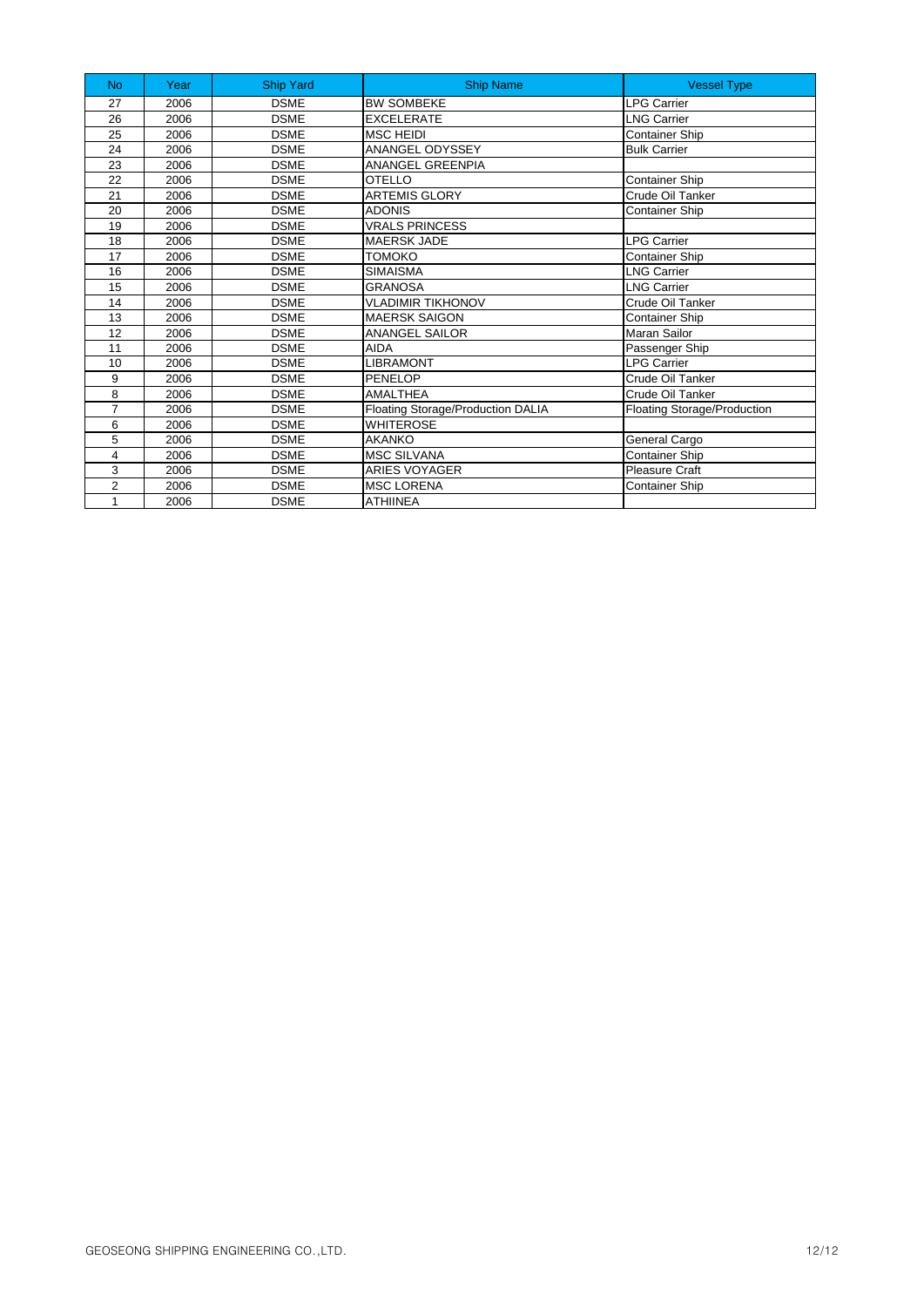| No | Year | Ship Yard | Ship Name | Vessel Type |
|---|---|---|---|---|
| 27 | 2006 | DSME | BW SOMBEKE | LPG Carrier |
| 26 | 2006 | DSME | EXCELERATE | LNG Carrier |
| 25 | 2006 | DSME | MSC HEIDI | Container Ship |
| 24 | 2006 | DSME | ANANGEL ODYSSEY | Bulk Carrier |
| 23 | 2006 | DSME | ANANGEL GREENPIA | |
| 22 | 2006 | DSME | OTELLO | Container Ship |
| 21 | 2006 | DSME | ARTEMIS GLORY | Crude Oil Tanker |
| 20 | 2006 | DSME | ADONIS | Container Ship |
| 19 | 2006 | DSME | VRALS PRINCESS | |
| 18 | 2006 | DSME | MAERSK JADE | LPG Carrier |
| 17 | 2006 | DSME | TOMOKO | Container Ship |
| 16 | 2006 | DSME | SIMAISMA | LNG Carrier |
| 15 | 2006 | DSME | GRANOSA | LNG Carrier |
| 14 | 2006 | DSME | VLADIMIR TIKHONOV | Crude Oil Tanker |
| 13 | 2006 | DSME | MAERSK SAIGON | Container Ship |
| 12 | 2006 | DSME | ANANGEL SAILOR | Maran Sailor |
| 11 | 2006 | DSME | AIDA | Passenger Ship |
| 10 | 2006 | DSME | LIBRAMONT | LPG Carrier |
| 9 | 2006 | DSME | PENELOP | Crude Oil Tanker |
| 8 | 2006 | DSME | AMALTHEA | Crude Oil Tanker |
| 7 | 2006 | DSME | Floating Storage/Production DALIA | Floating Storage/Production |
| 6 | 2006 | DSME | WHITEROSE | |
| 5 | 2006 | DSME | AKANKO | General Cargo |
| 4 | 2006 | DSME | MSC SILVANA | Container Ship |
| 3 | 2006 | DSME | ARIES VOYAGER | Pleasure Craft |
| 2 | 2006 | DSME | MSC LORENA | Container Ship |
| 1 | 2006 | DSME | ATHIINEA | |